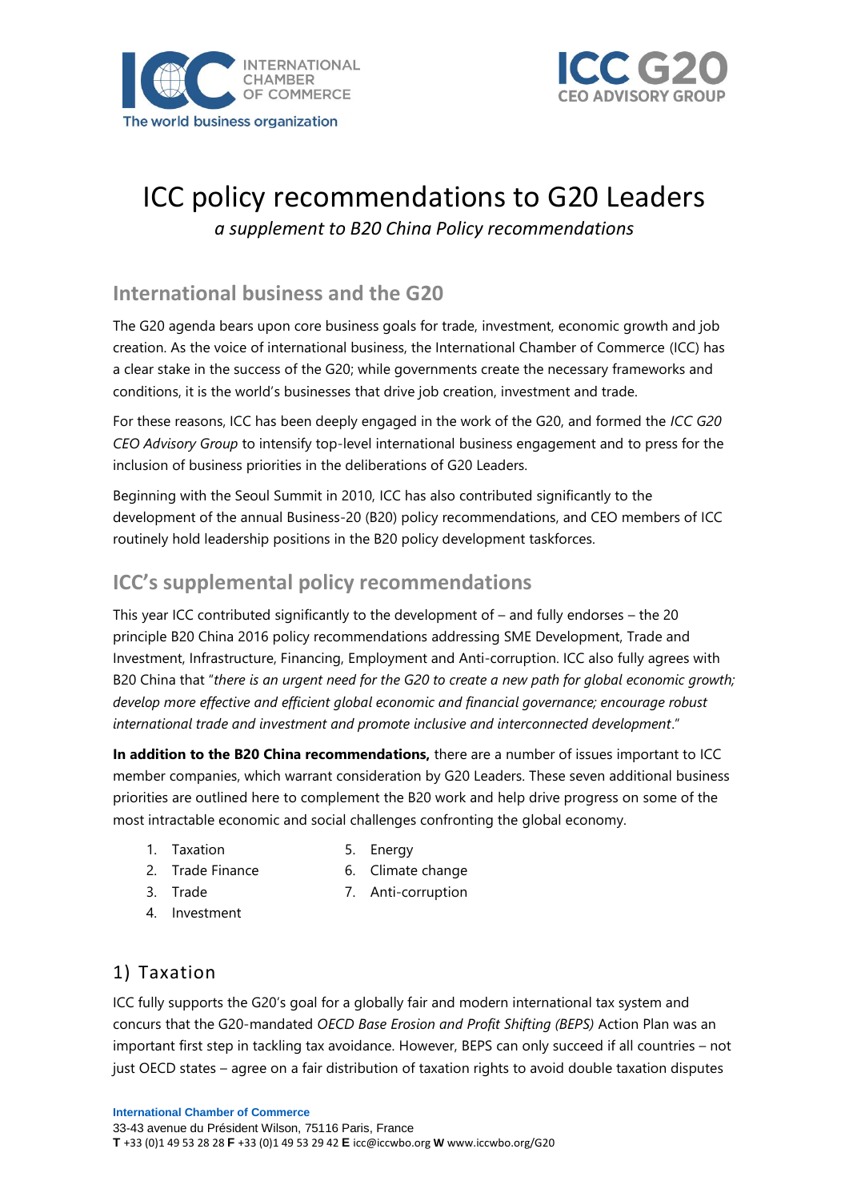# ICC policy recommendations to G20 Leaders

*a supplement to B20 China Policy recommendations*

## International business and the G20

The G20 agenda bears upon core business goals for trade, investment, economic growth and job creation. As the voice of international business, the International Chamber of Commerce (ICC) has a clear stake in the success of the G20; while governments create the necessary frameworks and conditions, it is the world's businesses that drive job creation, investment and trade.

For these reasons, ICC has been deeply engaged in the work of the G20, and formed the *ICC G20 CEO Advisory Group* to intensify top-level international business engagement and to press for the inclusion of business priorities in the deliberations of G20 Leaders.

Beginning with the Seoul Summit in 2010, ICC has also contributed significantly to the development of the annual Business-20 (B20) policy recommendations, and CEO members of ICC routinely hold leadership positions in the B20 policy development taskforces.

## ICC's supplemental policy recommendations

This year ICC contributed significantly to the development of – and fully endorses – the 20 principle B20 China 2016 policy recommendations addressing SME Development, Trade and Investment, Infrastructure, Financing, Employment and Anti-corruption. ICC also fully agrees with B20 China that "*there is an urgent need for the G20 to create a new path for global economic growth; develop more effective and efficient global economic and financial governance; encourage robust international trade and investment and promote inclusive and interconnected development*."

**In addition to the B20 China recommendations,** there are a number of issues important to ICC member companies, which warrant consideration by G20 Leaders. These seven additional business priorities are outlined here to complement the B20 work and help drive progress on some of the most intractable economic and social challenges confronting the global economy.

1. Taxation
2. Trade Finance
3. Trade
4. Investment
5. Energy
6. Climate change
7. Anti-corruption

## 1) Taxation

ICC fully supports the G20's goal for a globally fair and modern international tax system and concurs that the G20-mandated *OECD Base Erosion and Profit Shifting (BEPS)* Action Plan was an important first step in tackling tax avoidance. However, BEPS can only succeed if all countries – not just OECD states – agree on a fair distribution of taxation rights to avoid double taxation disputes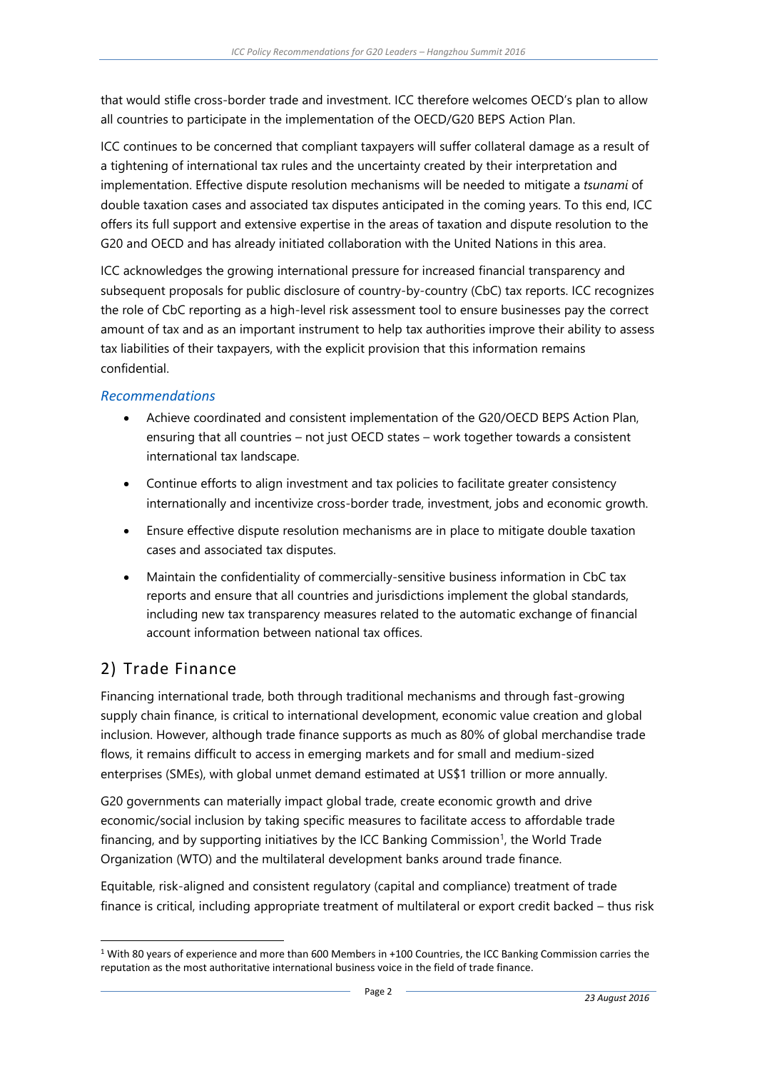that would stifle cross-border trade and investment. ICC therefore welcomes OECD's plan to allow all countries to participate in the implementation of the OECD/G20 BEPS Action Plan.

ICC continues to be concerned that compliant taxpayers will suffer collateral damage as a result of a tightening of international tax rules and the uncertainty created by their interpretation and implementation. Effective dispute resolution mechanisms will be needed to mitigate a *tsunami* of double taxation cases and associated tax disputes anticipated in the coming years. To this end, ICC offers its full support and extensive expertise in the areas of taxation and dispute resolution to the G20 and OECD and has already initiated collaboration with the United Nations in this area.

ICC acknowledges the growing international pressure for increased financial transparency and subsequent proposals for public disclosure of country-by-country (CbC) tax reports. ICC recognizes the role of CbC reporting as a high-level risk assessment tool to ensure businesses pay the correct amount of tax and as an important instrument to help tax authorities improve their ability to assess tax liabilities of their taxpayers, with the explicit provision that this information remains confidential.

### *Recommendations*

- Achieve coordinated and consistent implementation of the G20/OECD BEPS Action Plan, ensuring that all countries – not just OECD states – work together towards a consistent international tax landscape.
- Continue efforts to align investment and tax policies to facilitate greater consistency internationally and incentivize cross-border trade, investment, jobs and economic growth.
- Ensure effective dispute resolution mechanisms are in place to mitigate double taxation cases and associated tax disputes.
- Maintain the confidentiality of commercially-sensitive business information in CbC tax reports and ensure that all countries and jurisdictions implement the global standards, including new tax transparency measures related to the automatic exchange of financial account information between national tax offices.

## 2) Trade Finance

Financing international trade, both through traditional mechanisms and through fast-growing supply chain finance, is critical to international development, economic value creation and global inclusion. However, although trade finance supports as much as 80% of global merchandise trade flows, it remains difficult to access in emerging markets and for small and medium-sized enterprises (SMEs), with global unmet demand estimated at US$1 trillion or more annually.

G20 governments can materially impact global trade, create economic growth and drive economic/social inclusion by taking specific measures to facilitate access to affordable trade financing, and by supporting initiatives by the ICC Banking Commission[1], the World Trade Organization (WTO) and the multilateral development banks around trade finance.

Equitable, risk-aligned and consistent regulatory (capital and compliance) treatment of trade finance is critical, including appropriate treatment of multilateral or export credit backed – thus risk

---

[1] With 80 years of experience and more than 600 Members in +100 Countries, the ICC Banking Commission carries the reputation as the most authoritative international business voice in the field of trade finance.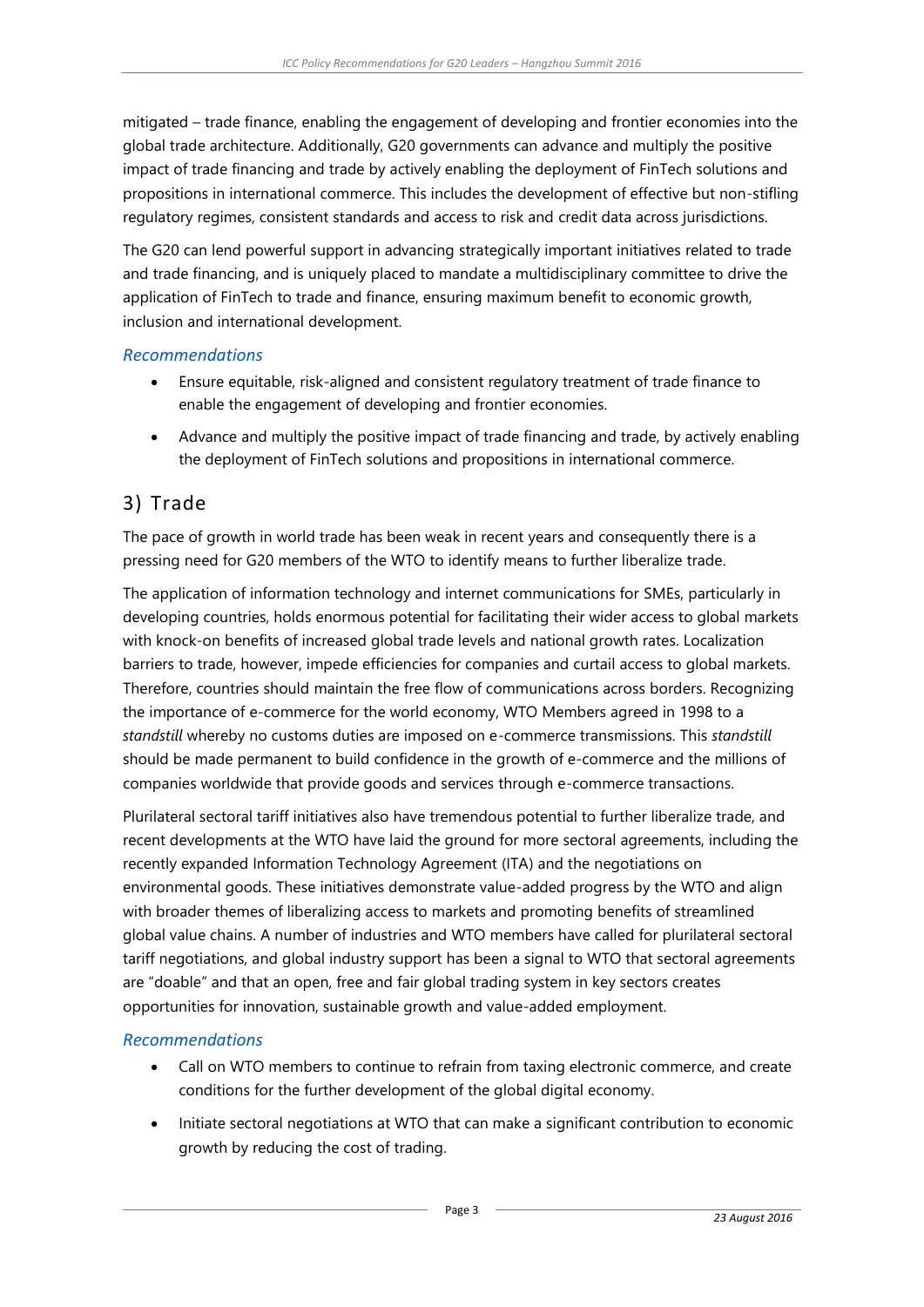mitigated – trade finance, enabling the engagement of developing and frontier economies into the global trade architecture. Additionally, G20 governments can advance and multiply the positive impact of trade financing and trade by actively enabling the deployment of FinTech solutions and propositions in international commerce. This includes the development of effective but non-stifling regulatory regimes, consistent standards and access to risk and credit data across jurisdictions.

The G20 can lend powerful support in advancing strategically important initiatives related to trade and trade financing, and is uniquely placed to mandate a multidisciplinary committee to drive the application of FinTech to trade and finance, ensuring maximum benefit to economic growth, inclusion and international development.

### *Recommendations*

- Ensure equitable, risk-aligned and consistent regulatory treatment of trade finance to enable the engagement of developing and frontier economies.
- Advance and multiply the positive impact of trade financing and trade, by actively enabling the deployment of FinTech solutions and propositions in international commerce.

## 3) Trade

The pace of growth in world trade has been weak in recent years and consequently there is a pressing need for G20 members of the WTO to identify means to further liberalize trade.

The application of information technology and internet communications for SMEs, particularly in developing countries, holds enormous potential for facilitating their wider access to global markets with knock-on benefits of increased global trade levels and national growth rates. Localization barriers to trade, however, impede efficiencies for companies and curtail access to global markets. Therefore, countries should maintain the free flow of communications across borders. Recognizing the importance of e-commerce for the world economy, WTO Members agreed in 1998 to a *standstill* whereby no customs duties are imposed on e-commerce transmissions. This *standstill* should be made permanent to build confidence in the growth of e-commerce and the millions of companies worldwide that provide goods and services through e-commerce transactions.

Plurilateral sectoral tariff initiatives also have tremendous potential to further liberalize trade, and recent developments at the WTO have laid the ground for more sectoral agreements, including the recently expanded Information Technology Agreement (ITA) and the negotiations on environmental goods. These initiatives demonstrate value-added progress by the WTO and align with broader themes of liberalizing access to markets and promoting benefits of streamlined global value chains. A number of industries and WTO members have called for plurilateral sectoral tariff negotiations, and global industry support has been a signal to WTO that sectoral agreements are "doable" and that an open, free and fair global trading system in key sectors creates opportunities for innovation, sustainable growth and value-added employment.

### *Recommendations*

- Call on WTO members to continue to refrain from taxing electronic commerce, and create conditions for the further development of the global digital economy.
- Initiate sectoral negotiations at WTO that can make a significant contribution to economic growth by reducing the cost of trading.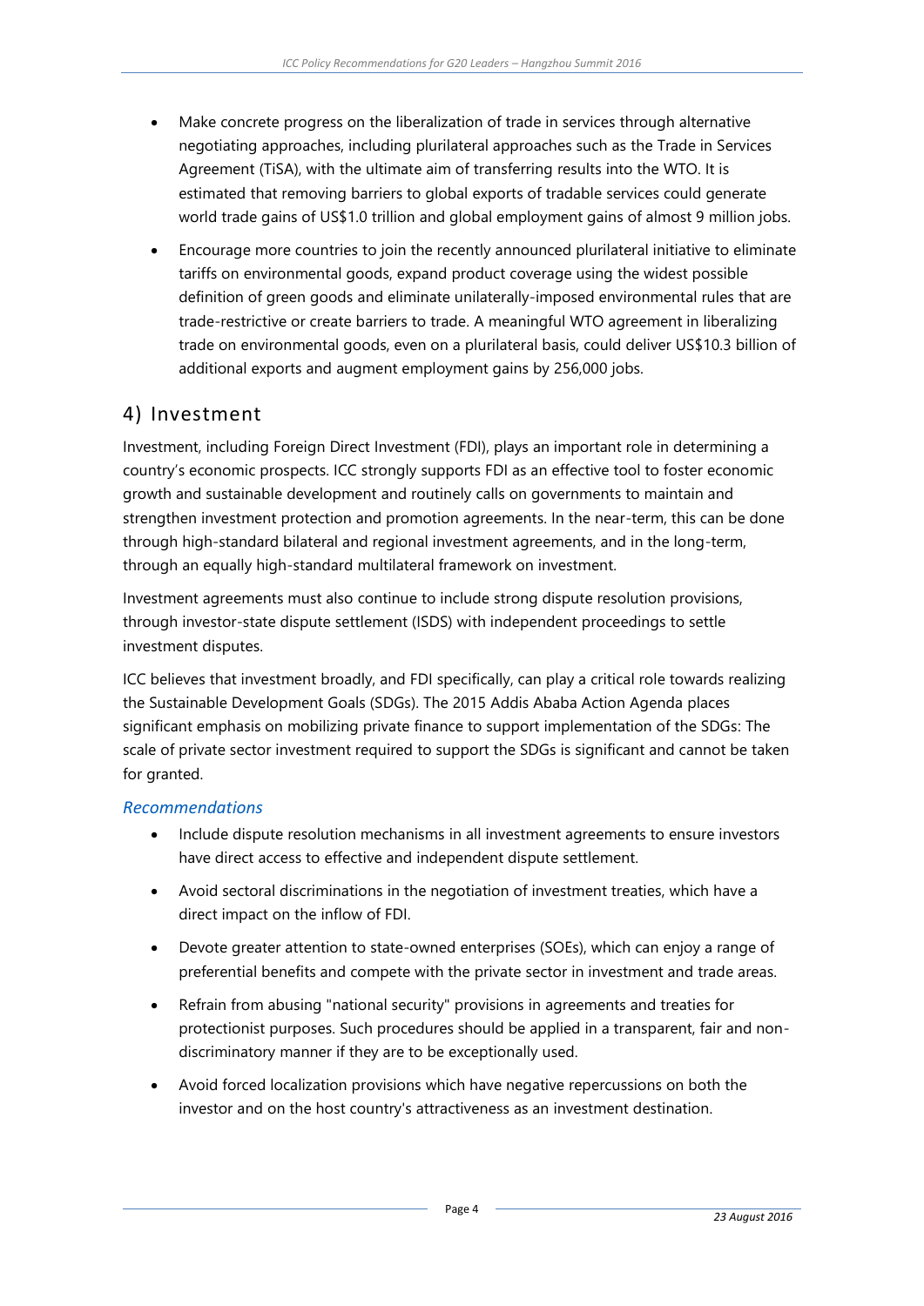- Make concrete progress on the liberalization of trade in services through alternative negotiating approaches, including plurilateral approaches such as the Trade in Services Agreement (TiSA), with the ultimate aim of transferring results into the WTO. It is estimated that removing barriers to global exports of tradable services could generate world trade gains of US$1.0 trillion and global employment gains of almost 9 million jobs.
- Encourage more countries to join the recently announced plurilateral initiative to eliminate tariffs on environmental goods, expand product coverage using the widest possible definition of green goods and eliminate unilaterally-imposed environmental rules that are trade-restrictive or create barriers to trade. A meaningful WTO agreement in liberalizing trade on environmental goods, even on a plurilateral basis, could deliver US$10.3 billion of additional exports and augment employment gains by 256,000 jobs.

## 4) Investment

Investment, including Foreign Direct Investment (FDI), plays an important role in determining a country's economic prospects. ICC strongly supports FDI as an effective tool to foster economic growth and sustainable development and routinely calls on governments to maintain and strengthen investment protection and promotion agreements. In the near-term, this can be done through high-standard bilateral and regional investment agreements, and in the long-term, through an equally high-standard multilateral framework on investment.

Investment agreements must also continue to include strong dispute resolution provisions, through investor-state dispute settlement (ISDS) with independent proceedings to settle investment disputes.

ICC believes that investment broadly, and FDI specifically, can play a critical role towards realizing the Sustainable Development Goals (SDGs). The 2015 Addis Ababa Action Agenda places significant emphasis on mobilizing private finance to support implementation of the SDGs: The scale of private sector investment required to support the SDGs is significant and cannot be taken for granted.

### *Recommendations*

- Include dispute resolution mechanisms in all investment agreements to ensure investors have direct access to effective and independent dispute settlement.
- Avoid sectoral discriminations in the negotiation of investment treaties, which have a direct impact on the inflow of FDI.
- Devote greater attention to state-owned enterprises (SOEs), which can enjoy a range of preferential benefits and compete with the private sector in investment and trade areas.
- Refrain from abusing "national security" provisions in agreements and treaties for protectionist purposes. Such procedures should be applied in a transparent, fair and non-discriminatory manner if they are to be exceptionally used.
- Avoid forced localization provisions which have negative repercussions on both the investor and on the host country's attractiveness as an investment destination.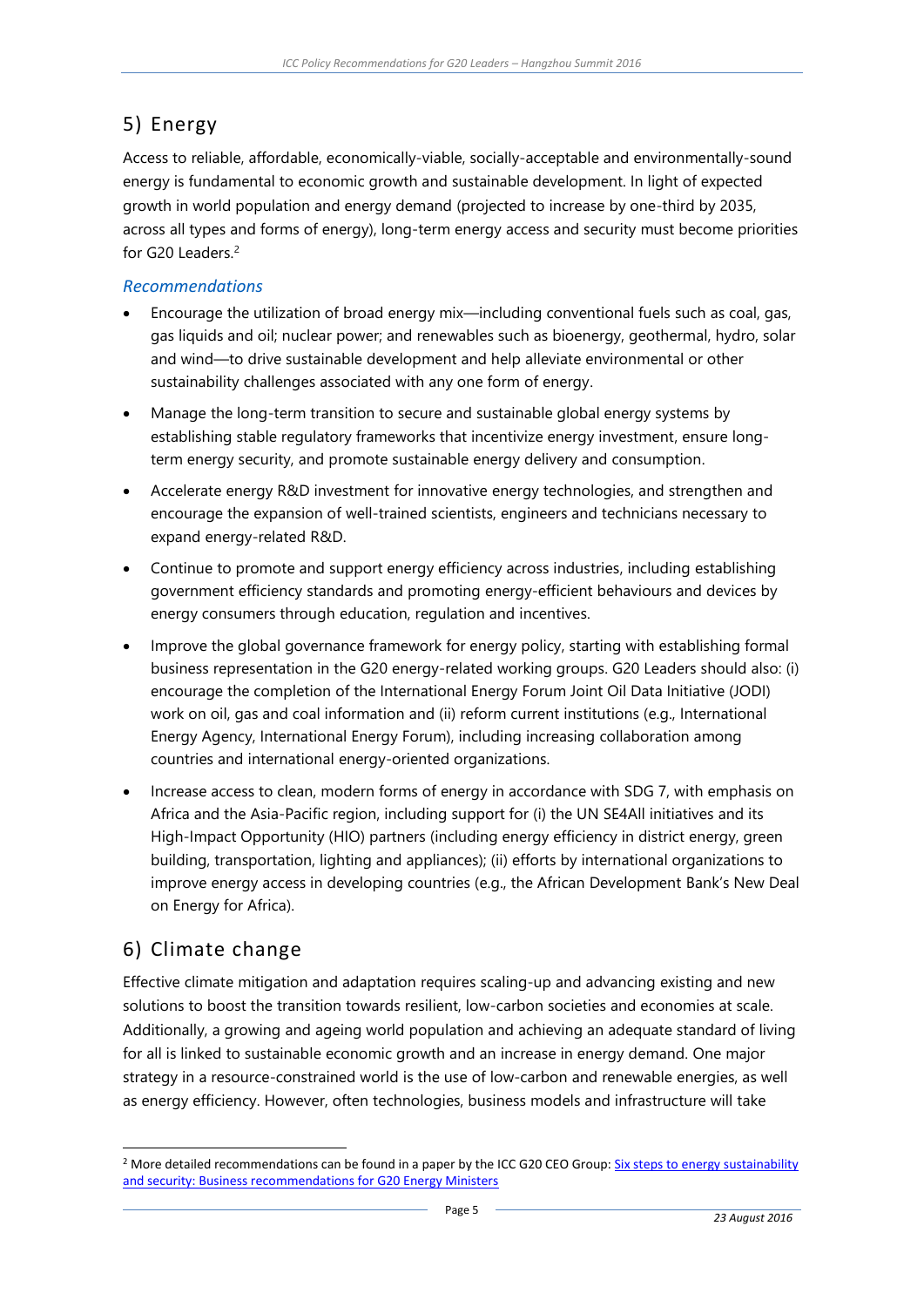## 5) Energy

Access to reliable, affordable, economically-viable, socially-acceptable and environmentally-sound energy is fundamental to economic growth and sustainable development. In light of expected growth in world population and energy demand (projected to increase by one-third by 2035, across all types and forms of energy), long-term energy access and security must become priorities for G20 Leaders.[2]

### *Recommendations*

- Encourage the utilization of broad energy mix—including conventional fuels such as coal, gas, gas liquids and oil; nuclear power; and renewables such as bioenergy, geothermal, hydro, solar and wind—to drive sustainable development and help alleviate environmental or other sustainability challenges associated with any one form of energy.
- Manage the long-term transition to secure and sustainable global energy systems by establishing stable regulatory frameworks that incentivize energy investment, ensure long-term energy security, and promote sustainable energy delivery and consumption.
- Accelerate energy R&D investment for innovative energy technologies, and strengthen and encourage the expansion of well-trained scientists, engineers and technicians necessary to expand energy-related R&D.
- Continue to promote and support energy efficiency across industries, including establishing government efficiency standards and promoting energy-efficient behaviours and devices by energy consumers through education, regulation and incentives.
- Improve the global governance framework for energy policy, starting with establishing formal business representation in the G20 energy-related working groups. G20 Leaders should also: (i) encourage the completion of the International Energy Forum Joint Oil Data Initiative (JODI) work on oil, gas and coal information and (ii) reform current institutions (e.g., International Energy Agency, International Energy Forum), including increasing collaboration among countries and international energy-oriented organizations.
- Increase access to clean, modern forms of energy in accordance with SDG 7, with emphasis on Africa and the Asia-Pacific region, including support for (i) the UN SE4All initiatives and its High-Impact Opportunity (HIO) partners (including energy efficiency in district energy, green building, transportation, lighting and appliances); (ii) efforts by international organizations to improve energy access in developing countries (e.g., the African Development Bank's New Deal on Energy for Africa).

## 6) Climate change

Effective climate mitigation and adaptation requires scaling-up and advancing existing and new solutions to boost the transition towards resilient, low-carbon societies and economies at scale. Additionally, a growing and ageing world population and achieving an adequate standard of living for all is linked to sustainable economic growth and an increase in energy demand. One major strategy in a resource-constrained world is the use of low-carbon and renewable energies, as well as energy efficiency. However, often technologies, business models and infrastructure will take

---

[2] More detailed recommendations can be found in a paper by the ICC G20 CEO Group: Six steps to energy sustainability and security: Business recommendations for G20 Energy Ministers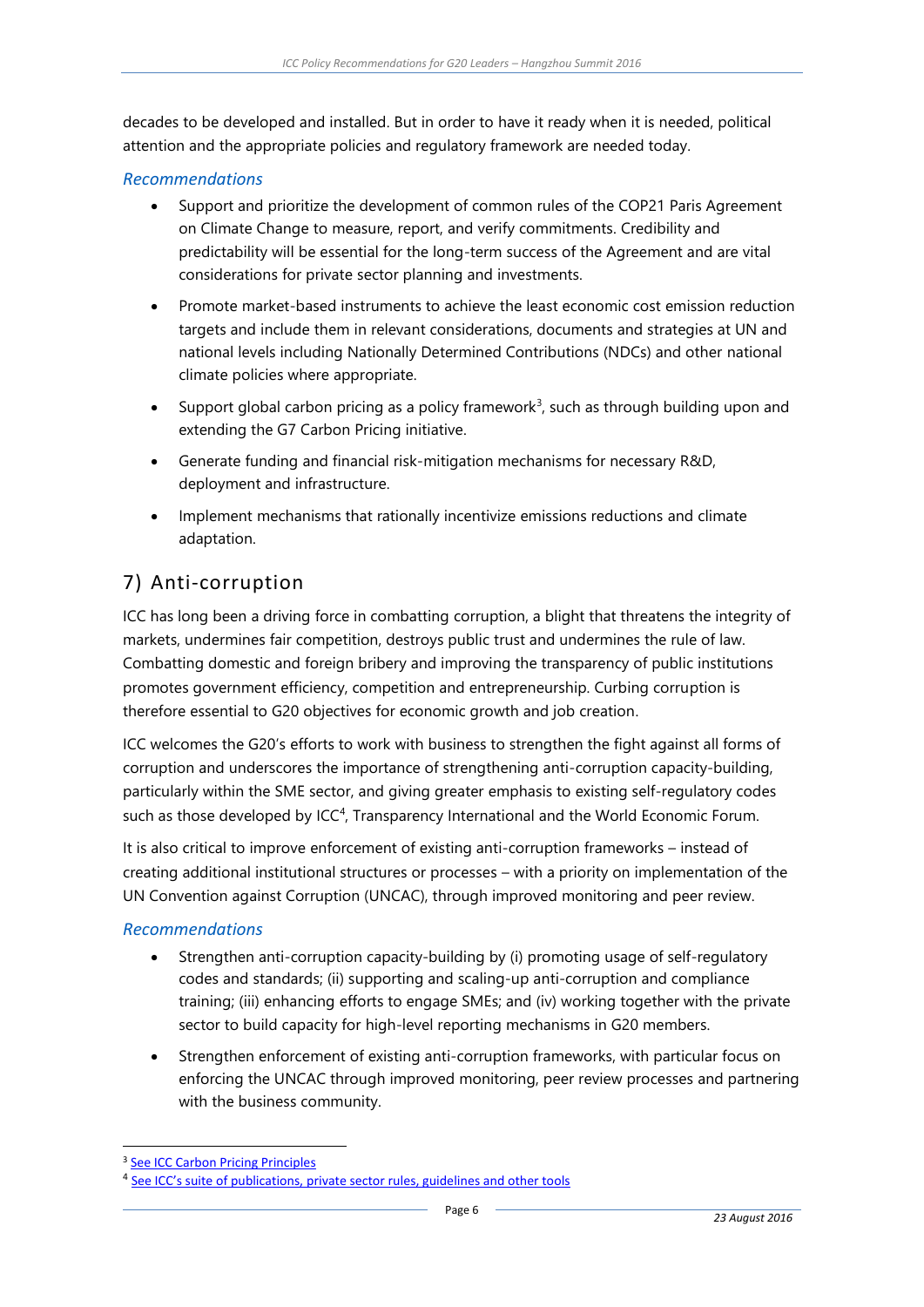decades to be developed and installed. But in order to have it ready when it is needed, political attention and the appropriate policies and regulatory framework are needed today.

### *Recommendations*

- Support and prioritize the development of common rules of the COP21 Paris Agreement on Climate Change to measure, report, and verify commitments. Credibility and predictability will be essential for the long-term success of the Agreement and are vital considerations for private sector planning and investments.
- Promote market-based instruments to achieve the least economic cost emission reduction targets and include them in relevant considerations, documents and strategies at UN and national levels including Nationally Determined Contributions (NDCs) and other national climate policies where appropriate.
- Support global carbon pricing as a policy framework[3], such as through building upon and extending the G7 Carbon Pricing initiative.
- Generate funding and financial risk-mitigation mechanisms for necessary R&D, deployment and infrastructure.
- Implement mechanisms that rationally incentivize emissions reductions and climate adaptation.

## 7) Anti-corruption

ICC has long been a driving force in combatting corruption, a blight that threatens the integrity of markets, undermines fair competition, destroys public trust and undermines the rule of law. Combatting domestic and foreign bribery and improving the transparency of public institutions promotes government efficiency, competition and entrepreneurship. Curbing corruption is therefore essential to G20 objectives for economic growth and job creation.

ICC welcomes the G20's efforts to work with business to strengthen the fight against all forms of corruption and underscores the importance of strengthening anti-corruption capacity-building, particularly within the SME sector, and giving greater emphasis to existing self-regulatory codes such as those developed by ICC[4], Transparency International and the World Economic Forum.

It is also critical to improve enforcement of existing anti-corruption frameworks – instead of creating additional institutional structures or processes – with a priority on implementation of the UN Convention against Corruption (UNCAC), through improved monitoring and peer review.

### *Recommendations*

- Strengthen anti-corruption capacity-building by (i) promoting usage of self-regulatory codes and standards; (ii) supporting and scaling-up anti-corruption and compliance training; (iii) enhancing efforts to engage SMEs; and (iv) working together with the private sector to build capacity for high-level reporting mechanisms in G20 members.
- Strengthen enforcement of existing anti-corruption frameworks, with particular focus on enforcing the UNCAC through improved monitoring, peer review processes and partnering with the business community.

---

[3] See ICC Carbon Pricing Principles

[4] See ICC's suite of publications, private sector rules, guidelines and other tools